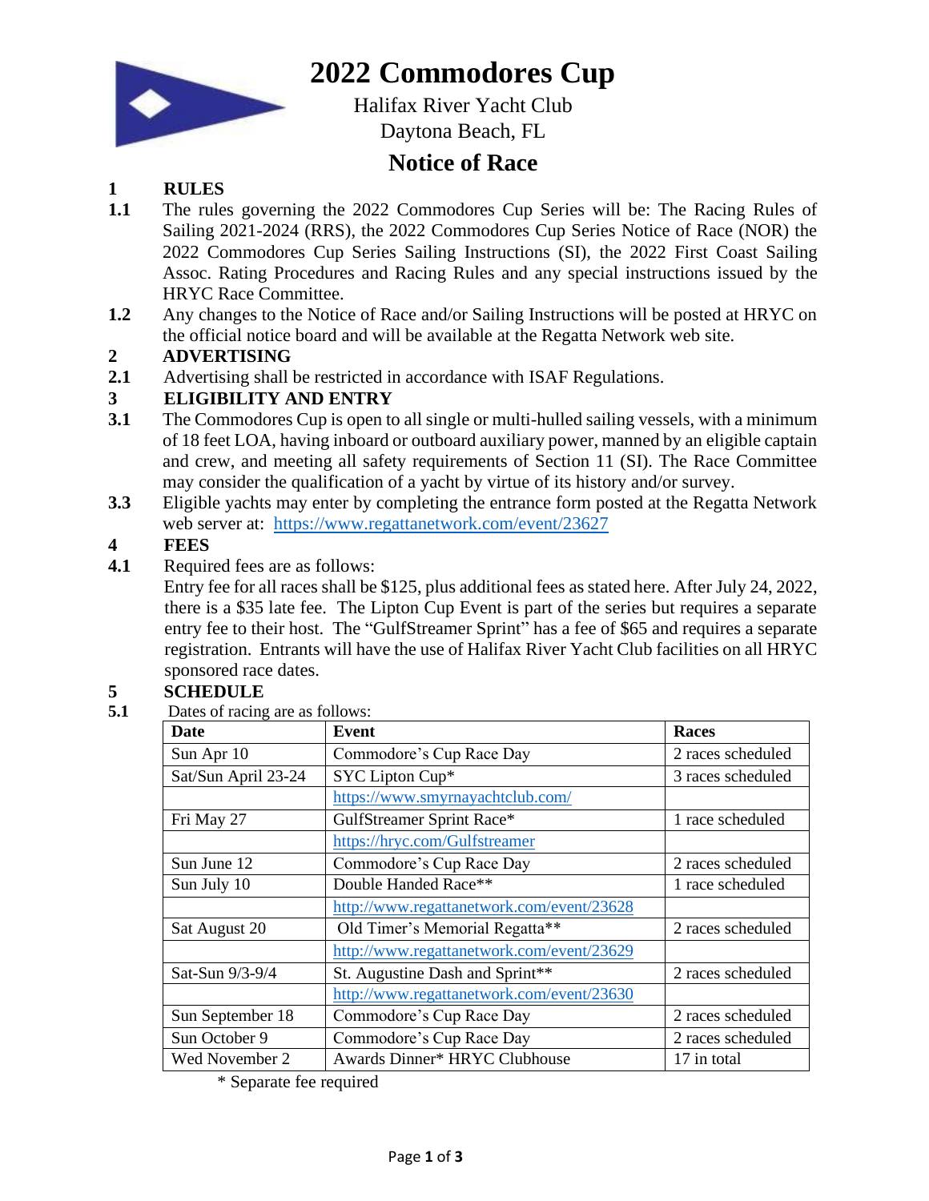# 2022 Commodores Cup

Halifax River Yacht Club
Daytona Beach, FL

## Notice of Race

**1 RULES**

**1.1** The rules governing the 2022 Commodores Cup Series will be: The Racing Rules of Sailing 2021-2024 (RRS), the 2022 Commodores Cup Series Notice of Race (NOR) the 2022 Commodores Cup Series Sailing Instructions (SI), the 2022 First Coast Sailing Assoc. Rating Procedures and Racing Rules and any special instructions issued by the HRYC Race Committee.

**1.2** Any changes to the Notice of Race and/or Sailing Instructions will be posted at HRYC on the official notice board and will be available at the Regatta Network web site.

**2 ADVERTISING**

**2.1** Advertising shall be restricted in accordance with ISAF Regulations.

**3 ELIGIBILITY AND ENTRY**

**3.1** The Commodores Cup is open to all single or multi-hulled sailing vessels, with a minimum of 18 feet LOA, having inboard or outboard auxiliary power, manned by an eligible captain and crew, and meeting all safety requirements of Section 11 (SI). The Race Committee may consider the qualification of a yacht by virtue of its history and/or survey.

**3.3** Eligible yachts may enter by completing the entrance form posted at the Regatta Network web server at: https://www.regattanetwork.com/event/23627

**4 FEES**

**4.1** Required fees are as follows:
Entry fee for all races shall be $125, plus additional fees as stated here. After July 24, 2022, there is a $35 late fee. The Lipton Cup Event is part of the series but requires a separate entry fee to their host. The "GulfStreamer Sprint" has a fee of $65 and requires a separate registration. Entrants will have the use of Halifax River Yacht Club facilities on all HRYC sponsored race dates.

**5 SCHEDULE**

**5.1** Dates of racing are as follows:

| Date | Event | Races |
|---|---|---|
| Sun Apr 10 | Commodore's Cup Race Day | 2 races scheduled |
| Sat/Sun April 23-24 | SYC Lipton Cup* | 3 races scheduled |
| | https://www.smyrnayachtclub.com/ | |
| Fri May 27 | GulfStreamer Sprint Race* | 1 race scheduled |
| | https://hryc.com/Gulfstreamer | |
| Sun June 12 | Commodore's Cup Race Day | 2 races scheduled |
| Sun July 10 | Double Handed Race** | 1 race scheduled |
| | http://www.regattanetwork.com/event/23628 | |
| Sat August 20 | Old Timer's Memorial Regatta** | 2 races scheduled |
| | http://www.regattanetwork.com/event/23629 | |
| Sat-Sun 9/3-9/4 | St. Augustine Dash and Sprint** | 2 races scheduled |
| | http://www.regattanetwork.com/event/23630 | |
| Sun September 18 | Commodore's Cup Race Day | 2 races scheduled |
| Sun October 9 | Commodore's Cup Race Day | 2 races scheduled |
| Wed November 2 | Awards Dinner* HRYC Clubhouse | 17 in total |

\* Separate fee required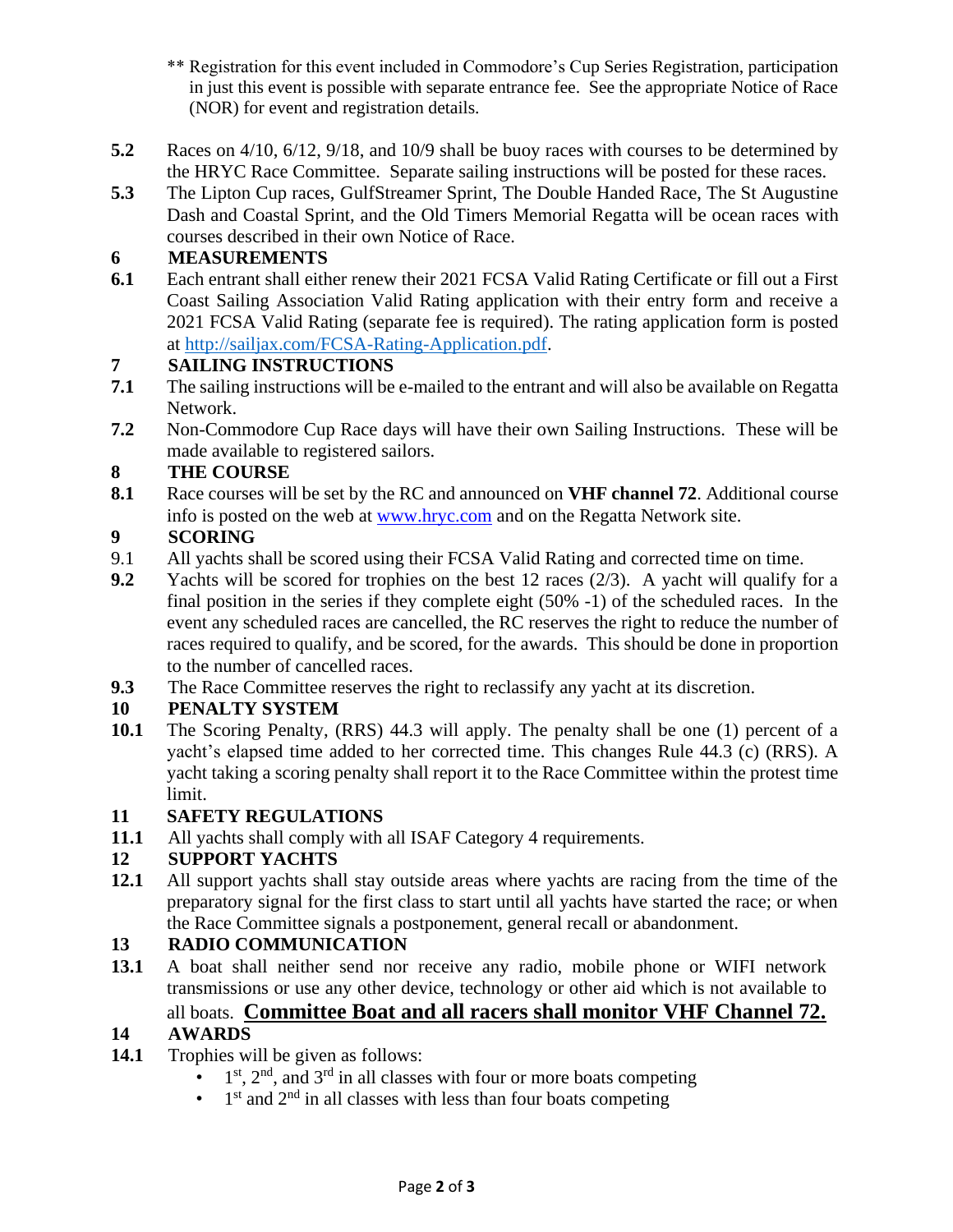** Registration for this event included in Commodore's Cup Series Registration, participation in just this event is possible with separate entrance fee. See the appropriate Notice of Race (NOR) for event and registration details.

**5.2** Races on 4/10, 6/12, 9/18, and 10/9 shall be buoy races with courses to be determined by the HRYC Race Committee. Separate sailing instructions will be posted for these races.

**5.3** The Lipton Cup races, GulfStreamer Sprint, The Double Handed Race, The St Augustine Dash and Coastal Sprint, and the Old Timers Memorial Regatta will be ocean races with courses described in their own Notice of Race.

## 6 MEASUREMENTS

**6.1** Each entrant shall either renew their 2021 FCSA Valid Rating Certificate or fill out a First Coast Sailing Association Valid Rating application with their entry form and receive a 2021 FCSA Valid Rating (separate fee is required). The rating application form is posted at http://sailjax.com/FCSA-Rating-Application.pdf.

## 7 SAILING INSTRUCTIONS

**7.1** The sailing instructions will be e-mailed to the entrant and will also be available on Regatta Network.

**7.2** Non-Commodore Cup Race days will have their own Sailing Instructions. These will be made available to registered sailors.

## 8 THE COURSE

**8.1** Race courses will be set by the RC and announced on **VHF channel 72**. Additional course info is posted on the web at www.hryc.com and on the Regatta Network site.

## 9 SCORING

9.1 All yachts shall be scored using their FCSA Valid Rating and corrected time on time.

**9.2** Yachts will be scored for trophies on the best 12 races (2/3). A yacht will qualify for a final position in the series if they complete eight (50% -1) of the scheduled races. In the event any scheduled races are cancelled, the RC reserves the right to reduce the number of races required to qualify, and be scored, for the awards. This should be done in proportion to the number of cancelled races.

**9.3** The Race Committee reserves the right to reclassify any yacht at its discretion.

## 10 PENALTY SYSTEM

**10.1** The Scoring Penalty, (RRS) 44.3 will apply. The penalty shall be one (1) percent of a yacht's elapsed time added to her corrected time. This changes Rule 44.3 (c) (RRS). A yacht taking a scoring penalty shall report it to the Race Committee within the protest time limit.

## 11 SAFETY REGULATIONS

**11.1** All yachts shall comply with all ISAF Category 4 requirements.

## 12 SUPPORT YACHTS

**12.1** All support yachts shall stay outside areas where yachts are racing from the time of the preparatory signal for the first class to start until all yachts have started the race; or when the Race Committee signals a postponement, general recall or abandonment.

## 13 RADIO COMMUNICATION

**13.1** A boat shall neither send nor receive any radio, mobile phone or WIFI network transmissions or use any other device, technology or other aid which is not available to all boats. **Committee Boat and all racers shall monitor VHF Channel 72.**

## 14 AWARDS

**14.1** Trophies will be given as follows:

- 1st, 2nd, and 3rd in all classes with four or more boats competing
- 1st and 2nd in all classes with less than four boats competing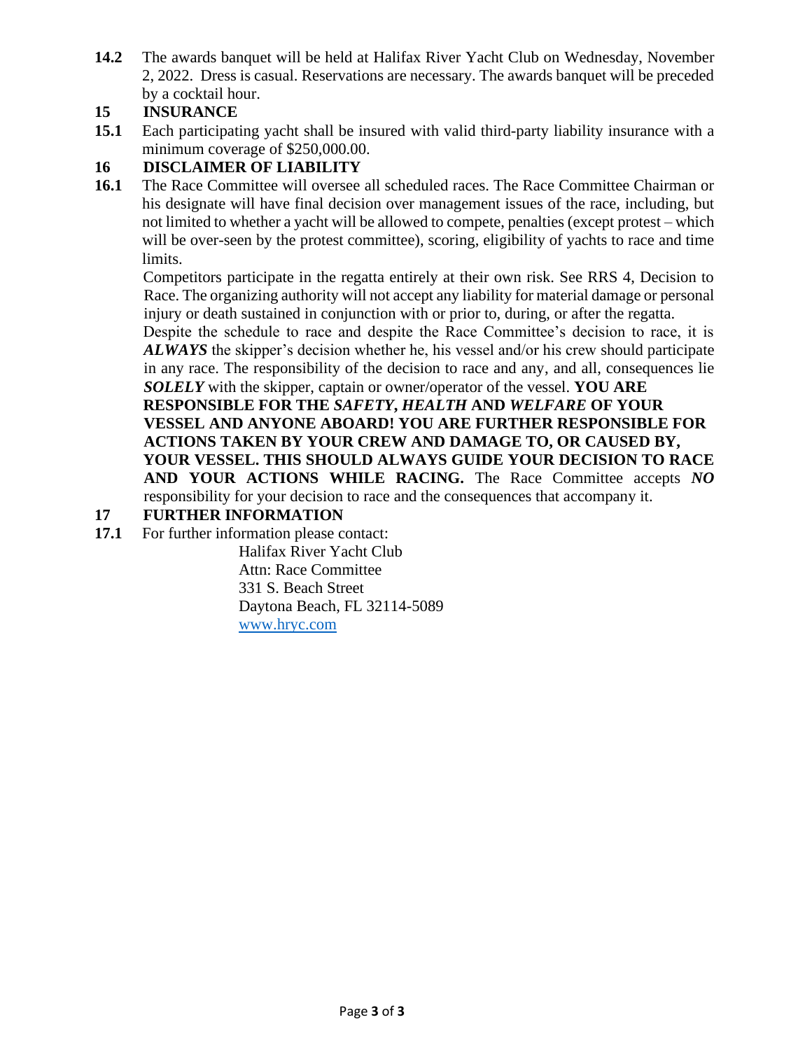**14.2** The awards banquet will be held at Halifax River Yacht Club on Wednesday, November 2, 2022. Dress is casual. Reservations are necessary. The awards banquet will be preceded by a cocktail hour.

## 15 INSURANCE

**15.1** Each participating yacht shall be insured with valid third-party liability insurance with a minimum coverage of $250,000.00.

## 16 DISCLAIMER OF LIABILITY

**16.1** The Race Committee will oversee all scheduled races. The Race Committee Chairman or his designate will have final decision over management issues of the race, including, but not limited to whether a yacht will be allowed to compete, penalties (except protest – which will be over-seen by the protest committee), scoring, eligibility of yachts to race and time limits.

Competitors participate in the regatta entirely at their own risk. See RRS 4, Decision to Race. The organizing authority will not accept any liability for material damage or personal injury or death sustained in conjunction with or prior to, during, or after the regatta.

Despite the schedule to race and despite the Race Committee's decision to race, it is ***ALWAYS*** the skipper's decision whether he, his vessel and/or his crew should participate in any race. The responsibility of the decision to race and any, and all, consequences lie ***SOLELY*** with the skipper, captain or owner/operator of the vessel. **YOU ARE RESPONSIBLE FOR THE *SAFETY, HEALTH* AND *WELFARE* OF YOUR VESSEL AND ANYONE ABOARD! YOU ARE FURTHER RESPONSIBLE FOR ACTIONS TAKEN BY YOUR CREW AND DAMAGE TO, OR CAUSED BY, YOUR VESSEL. THIS SHOULD ALWAYS GUIDE YOUR DECISION TO RACE AND YOUR ACTIONS WHILE RACING.** The Race Committee accepts ***NO*** responsibility for your decision to race and the consequences that accompany it.

## 17 FURTHER INFORMATION

**17.1** For further information please contact:

Halifax River Yacht Club
Attn: Race Committee
331 S. Beach Street
Daytona Beach, FL 32114-5089
www.hryc.com